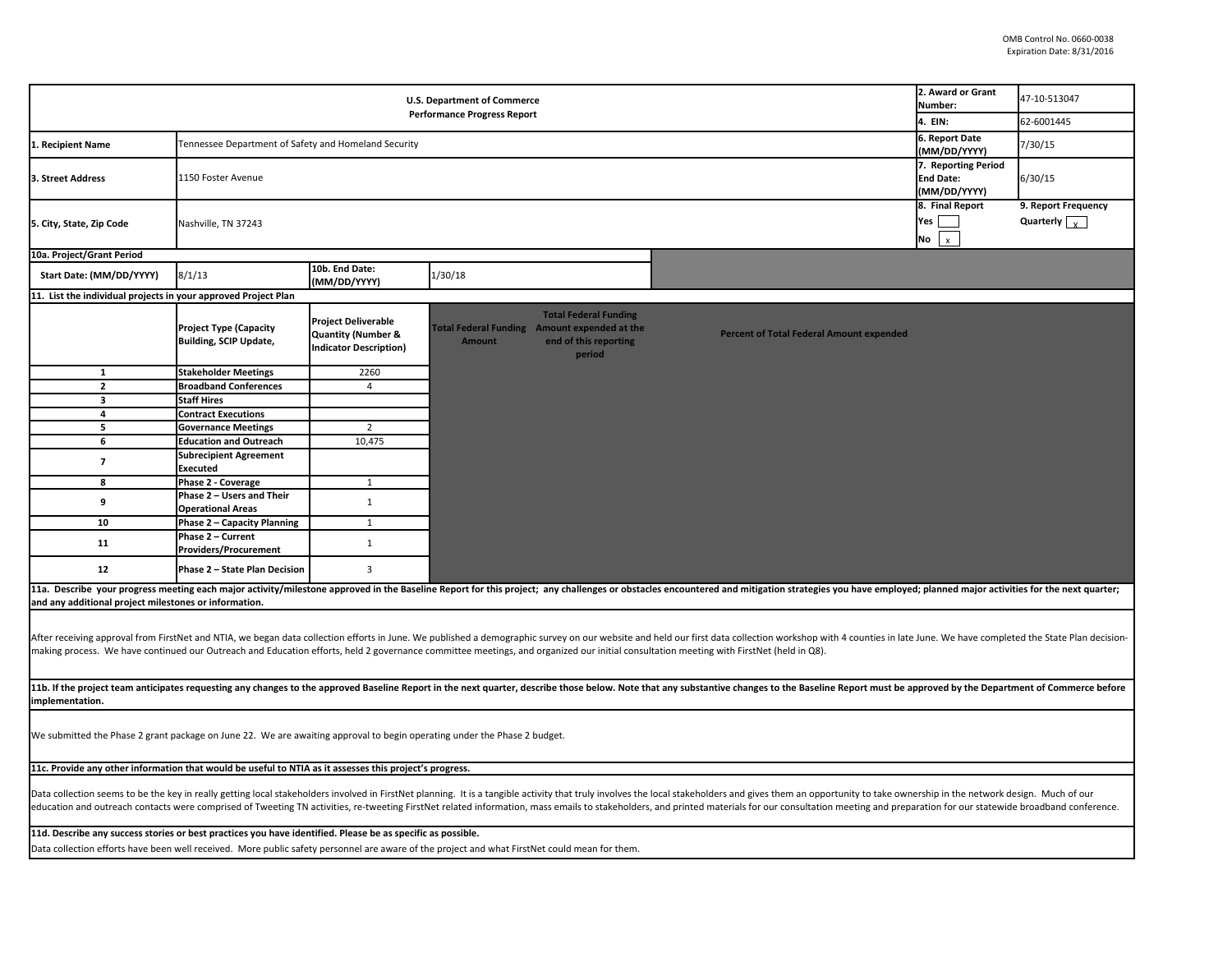OMB Control No. 0660-0038
Expiration Date: 8/31/2016

| U.S. Department of Commerce Performance Progress Report | | 2. Award or Grant Number: | 47-10-513047 |
|---|---|---|---|
| | | 4. EIN: | 62-6001445 |
| 1. Recipient Name | Tennessee Department of Safety and Homeland Security | 6. Report Date (MM/DD/YYYY) | 7/30/15 |
| 3. Street Address | 1150 Foster Avenue | 7. Reporting Period End Date: (MM/DD/YYYY) | 6/30/15 |
| 5. City, State, Zip Code | Nashville, TN 37243 | 8. Final Report Yes [ ] No [x] | 9. Report Frequency Quarterly [x] |

**10a. Project/Grant Period**

| Start Date: (MM/DD/YYYY) | 8/1/13 | 10b. End Date: (MM/DD/YYYY) | 1/30/18 |
|---|---|---|---|

**11. List the individual projects in your approved Project Plan**

| | Project Type (Capacity Building, SCIP Update, | Project Deliverable Quantity (Number & Indicator Description) | Total Federal Funding Amount | Total Federal Funding Amount expended at the end of this reporting period | Percent of Total Federal Amount expended |
|---|---|---|---|---|---|
| 1 | Stakeholder Meetings | 2260 | | | |
| 2 | Broadband Conferences | 4 | | | |
| 3 | Staff Hires | | | | |
| 4 | Contract Executions | | | | |
| 5 | Governance Meetings | 2 | | | |
| 6 | Education and Outreach | 10,475 | | | |
| 7 | Subrecipient Agreement Executed | | | | |
| 8 | Phase 2 - Coverage | 1 | | | |
| 9 | Phase 2 – Users and Their Operational Areas | 1 | | | |
| 10 | Phase 2 – Capacity Planning | 1 | | | |
| 11 | Phase 2 – Current Providers/Procurement | 1 | | | |
| 12 | Phase 2 – State Plan Decision | 3 | | | |

**11a. Describe your progress meeting each major activity/milestone approved in the Baseline Report for this project; any challenges or obstacles encountered and mitigation strategies you have employed; planned major activities for the next quarter; and any additional project milestones or information.**

After receiving approval from FirstNet and NTIA, we began data collection efforts in June. We published a demographic survey on our website and held our first data collection workshop with 4 counties in late June. We have completed the State Plan decision-making process. We have continued our Outreach and Education efforts, held 2 governance committee meetings, and organized our initial consultation meeting with FirstNet (held in Q8).

**11b. If the project team anticipates requesting any changes to the approved Baseline Report in the next quarter, describe those below. Note that any substantive changes to the Baseline Report must be approved by the Department of Commerce before implementation.**

We submitted the Phase 2 grant package on June 22. We are awaiting approval to begin operating under the Phase 2 budget.

**11c. Provide any other information that would be useful to NTIA as it assesses this project's progress.**

Data collection seems to be the key in really getting local stakeholders involved in FirstNet planning. It is a tangible activity that truly involves the local stakeholders and gives them an opportunity to take ownership in the network design. Much of our education and outreach contacts were comprised of Tweeting TN activities, re-tweeting FirstNet related information, mass emails to stakeholders, and printed materials for our consultation meeting and preparation for our statewide broadband conference.

**11d. Describe any success stories or best practices you have identified. Please be as specific as possible.**

Data collection efforts have been well received. More public safety personnel are aware of the project and what FirstNet could mean for them.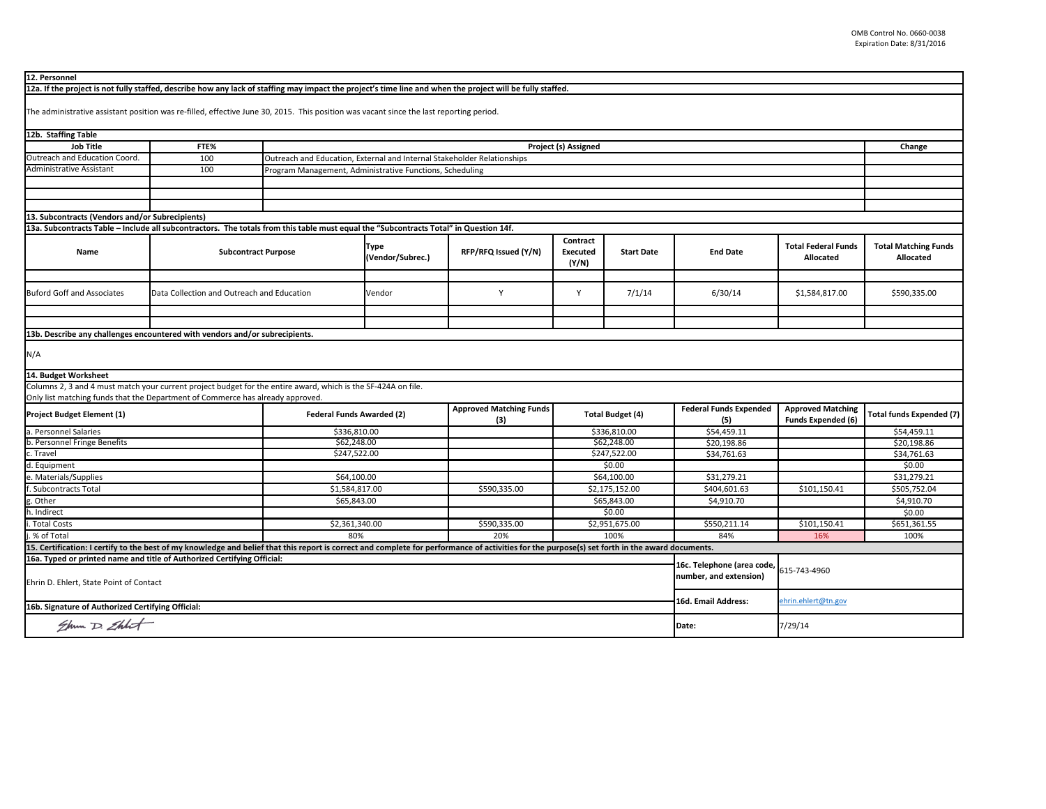OMB Control No. 0660-0038
Expiration Date: 8/31/2016

## 12. Personnel

**12a. If the project is not fully staffed, describe how any lack of staffing may impact the project's time line and when the project will be fully staffed.**

The administrative assistant position was re-filled, effective June 30, 2015. This position was vacant since the last reporting period.

**12b. Staffing Table**

| Job Title | FTE% | Project (s) Assigned | Change |
|---|---|---|---|
| Outreach and Education Coord. | 100 | Outreach and Education, External and Internal Stakeholder Relationships | |
| Administrative Assistant | 100 | Program Management, Administrative Functions, Scheduling | |
| | | | |
| | | | |
| | | | |

## 13. Subcontracts (Vendors and/or Subrecipients)

**13a. Subcontracts Table – Include all subcontractors. The totals from this table must equal the "Subcontracts Total" in Question 14f.**

| Name | Subcontract Purpose | Type (Vendor/Subrec.) | RFP/RFQ Issued (Y/N) | Contract Executed (Y/N) | Start Date | End Date | Total Federal Funds Allocated | Total Matching Funds Allocated |
|---|---|---|---|---|---|---|---|---|
| | | | | | | | | |
| Buford Goff and Associates | Data Collection and Outreach and Education | Vendor | Y | Y | 7/1/14 | 6/30/14 | $1,584,817.00 | $590,335.00 |
| | | | | | | | | |
| | | | | | | | | |

**13b. Describe any challenges encountered with vendors and/or subrecipients.**

N/A

## 14. Budget Worksheet

Columns 2, 3 and 4 must match your current project budget for the entire award, which is the SF-424A on file.
Only list matching funds that the Department of Commerce has already approved.

| Project Budget Element (1) | Federal Funds Awarded (2) | Approved Matching Funds (3) | Total Budget (4) | Federal Funds Expended (5) | Approved Matching Funds Expended (6) | Total funds Expended (7) |
|---|---|---|---|---|---|---|
| a. Personnel Salaries | $336,810.00 | | $336,810.00 | $54,459.11 | | $54,459.11 |
| b. Personnel Fringe Benefits | $62,248.00 | | $62,248.00 | $20,198.86 | | $20,198.86 |
| c. Travel | $247,522.00 | | $247,522.00 | $34,761.63 | | $34,761.63 |
| d. Equipment | | | $0.00 | | | $0.00 |
| e. Materials/Supplies | $64,100.00 | | $64,100.00 | $31,279.21 | | $31,279.21 |
| f. Subcontracts Total | $1,584,817.00 | $590,335.00 | $2,175,152.00 | $404,601.63 | $101,150.41 | $505,752.04 |
| g. Other | $65,843.00 | | $65,843.00 | $4,910.70 | | $4,910.70 |
| h. Indirect | | | $0.00 | | | $0.00 |
| i. Total Costs | $2,361,340.00 | $590,335.00 | $2,951,675.00 | $550,211.14 | $101,150.41 | $651,361.55 |
| j. % of Total | 80% | 20% | 100% | 84% | 16% | 100% |

**15. Certification: I certify to the best of my knowledge and belief that this report is correct and complete for performance of activities for the purpose(s) set forth in the award documents.**

**16a. Typed or printed name and title of Authorized Certifying Official:**

Ehrin D. Ehlert, State Point of Contact

**16c. Telephone (area code, number, and extension)** 615-743-4960

**16d. Email Address:** ehrin.ehlert@tn.gov

**16b. Signature of Authorized Certifying Official:**

Ehrin D. Ehlert

**Date:** 7/29/14